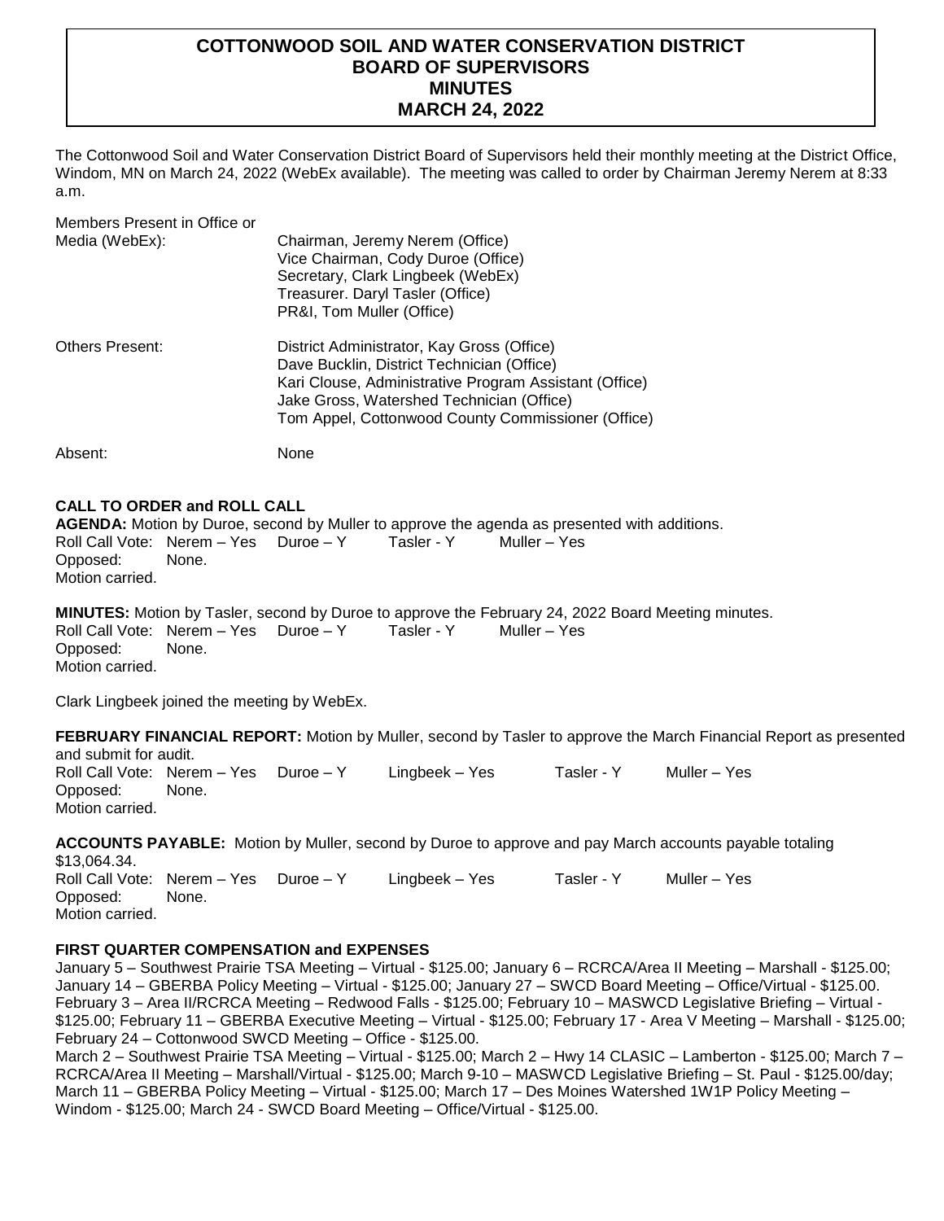# COTTONWOOD SOIL AND WATER CONSERVATION DISTRICT BOARD OF SUPERVISORS MINUTES MARCH 24, 2022

The Cottonwood Soil and Water Conservation District Board of Supervisors held their monthly meeting at the District Office, Windom, MN on March 24, 2022 (WebEx available). The meeting was called to order by Chairman Jeremy Nerem at 8:33 a.m.

Members Present in Office or Media (WebEx):
- Chairman, Jeremy Nerem (Office)
- Vice Chairman, Cody Duroe (Office)
- Secretary, Clark Lingbeek (WebEx)
- Treasurer. Daryl Tasler (Office)
- PR&I, Tom Muller (Office)

Others Present:
- District Administrator, Kay Gross (Office)
- Dave Bucklin, District Technician (Office)
- Kari Clouse, Administrative Program Assistant (Office)
- Jake Gross, Watershed Technician (Office)
- Tom Appel, Cottonwood County Commissioner (Office)

Absent: None

**CALL TO ORDER and ROLL CALL**

**AGENDA:** Motion by Duroe, second by Muller to approve the agenda as presented with additions.
Roll Call Vote: Nerem – Yes Duroe – Y Tasler - Y Muller – Yes
Opposed: None.
Motion carried.

**MINUTES:** Motion by Tasler, second by Duroe to approve the February 24, 2022 Board Meeting minutes.
Roll Call Vote: Nerem – Yes Duroe – Y Tasler - Y Muller – Yes
Opposed: None.
Motion carried.

Clark Lingbeek joined the meeting by WebEx.

**FEBRUARY FINANCIAL REPORT:** Motion by Muller, second by Tasler to approve the March Financial Report as presented and submit for audit.
Roll Call Vote: Nerem – Yes Duroe – Y Lingbeek – Yes Tasler - Y Muller – Yes
Opposed: None.
Motion carried.

**ACCOUNTS PAYABLE:** Motion by Muller, second by Duroe to approve and pay March accounts payable totaling $13,064.34.
Roll Call Vote: Nerem – Yes Duroe – Y Lingbeek – Yes Tasler - Y Muller – Yes
Opposed: None.
Motion carried.

**FIRST QUARTER COMPENSATION and EXPENSES**

January 5 – Southwest Prairie TSA Meeting – Virtual - $125.00; January 6 – RCRCA/Area II Meeting – Marshall - $125.00; January 14 – GBERBA Policy Meeting – Virtual - $125.00; January 27 – SWCD Board Meeting – Office/Virtual - $125.00.
February 3 – Area II/RCRCA Meeting – Redwood Falls - $125.00; February 10 – MASWCD Legislative Briefing – Virtual - $125.00; February 11 – GBERBA Executive Meeting – Virtual - $125.00; February 17 - Area V Meeting – Marshall - $125.00; February 24 – Cottonwood SWCD Meeting – Office - $125.00.
March 2 – Southwest Prairie TSA Meeting – Virtual - $125.00; March 2 – Hwy 14 CLASIC – Lamberton - $125.00; March 7 – RCRCA/Area II Meeting – Marshall/Virtual - $125.00; March 9-10 – MASWCD Legislative Briefing – St. Paul - $125.00/day; March 11 – GBERBA Policy Meeting – Virtual - $125.00; March 17 – Des Moines Watershed 1W1P Policy Meeting – Windom - $125.00; March 24 - SWCD Board Meeting – Office/Virtual - $125.00.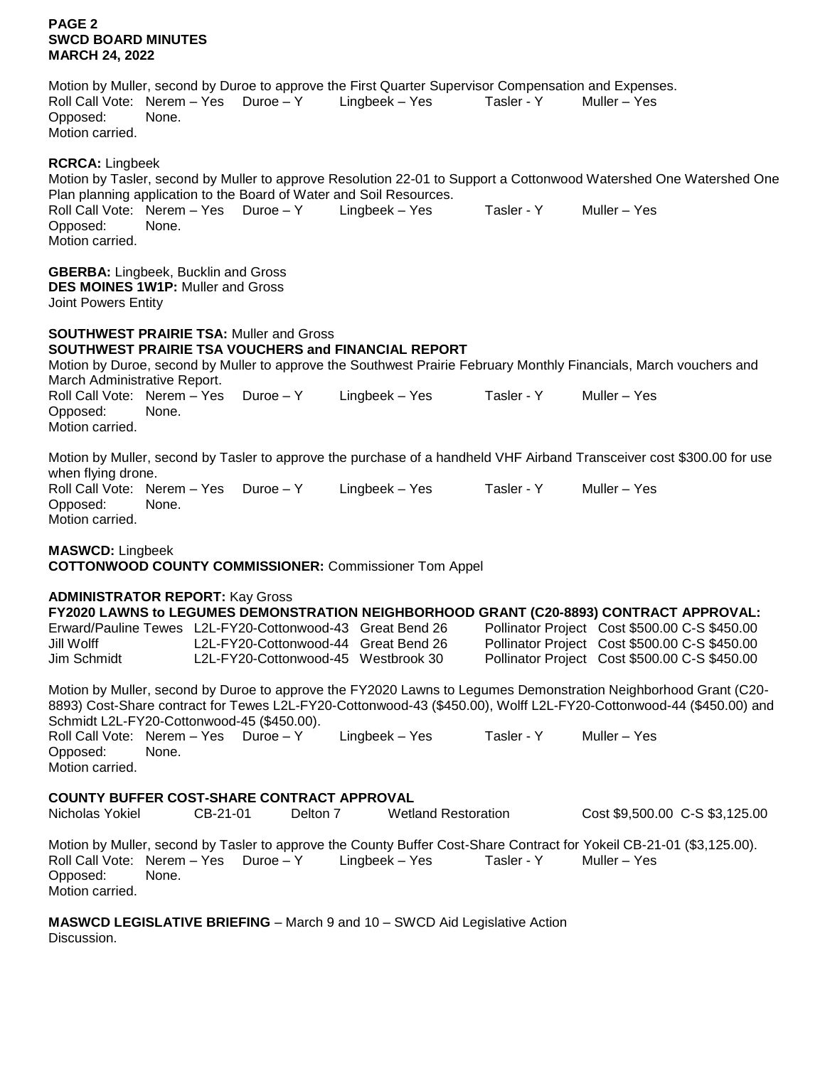**PAGE 2**
**SWCD BOARD MINUTES**
**MARCH 24, 2022**

Motion by Muller, second by Duroe to approve the First Quarter Supervisor Compensation and Expenses.
Roll Call Vote: Nerem – Yes Duroe – Y Lingbeek – Yes Tasler - Y Muller – Yes
Opposed: None.
Motion carried.

**RCRCA:** Lingbeek
Motion by Tasler, second by Muller to approve Resolution 22-01 to Support a Cottonwood Watershed One Watershed One Plan planning application to the Board of Water and Soil Resources.
Roll Call Vote: Nerem – Yes Duroe – Y Lingbeek – Yes Tasler - Y Muller – Yes
Opposed: None.
Motion carried.

**GBERBA:** Lingbeek, Bucklin and Gross
**DES MOINES 1W1P:** Muller and Gross
Joint Powers Entity

**SOUTHWEST PRAIRIE TSA:** Muller and Gross
**SOUTHWEST PRAIRIE TSA VOUCHERS and FINANCIAL REPORT**
Motion by Duroe, second by Muller to approve the Southwest Prairie February Monthly Financials, March vouchers and March Administrative Report.
Roll Call Vote: Nerem – Yes Duroe – Y Lingbeek – Yes Tasler - Y Muller – Yes
Opposed: None.
Motion carried.

Motion by Muller, second by Tasler to approve the purchase of a handheld VHF Airband Transceiver cost $300.00 for use when flying drone.
Roll Call Vote: Nerem – Yes Duroe – Y Lingbeek – Yes Tasler - Y Muller – Yes
Opposed: None.
Motion carried.

**MASWCD:** Lingbeek
**COTTONWOOD COUNTY COMMISSIONER:** Commissioner Tom Appel

**ADMINISTRATOR REPORT:** Kay Gross
**FY2020 LAWNS to LEGUMES DEMONSTRATION NEIGHBORHOOD GRANT (C20-8893) CONTRACT APPROVAL:**

| | | | | |
|---|---|---|---|---|
| Erward/Pauline Tewes | L2L-FY20-Cottonwood-43 | Great Bend 26 | Pollinator Project | Cost $500.00 C-S $450.00 |
| Jill Wolff | L2L-FY20-Cottonwood-44 | Great Bend 26 | Pollinator Project | Cost $500.00 C-S $450.00 |
| Jim Schmidt | L2L-FY20-Cottonwood-45 | Westbrook 30 | Pollinator Project | Cost $500.00 C-S $450.00 |

Motion by Muller, second by Duroe to approve the FY2020 Lawns to Legumes Demonstration Neighborhood Grant (C20-8893) Cost-Share contract for Tewes L2L-FY20-Cottonwood-43 ($450.00), Wolff L2L-FY20-Cottonwood-44 ($450.00) and Schmidt L2L-FY20-Cottonwood-45 ($450.00).
Roll Call Vote: Nerem – Yes Duroe – Y Lingbeek – Yes Tasler - Y Muller – Yes
Opposed: None.
Motion carried.

**COUNTY BUFFER COST-SHARE CONTRACT APPROVAL**

| | | | | |
|---|---|---|---|---|
| Nicholas Yokiel | CB-21-01 | Delton 7 | Wetland Restoration | Cost $9,500.00 C-S $3,125.00 |

Motion by Muller, second by Tasler to approve the County Buffer Cost-Share Contract for Yokeil CB-21-01 ($3,125.00).
Roll Call Vote: Nerem – Yes Duroe – Y Lingbeek – Yes Tasler - Y Muller – Yes
Opposed: None.
Motion carried.

**MASWCD LEGISLATIVE BRIEFING** – March 9 and 10 – SWCD Aid Legislative Action
Discussion.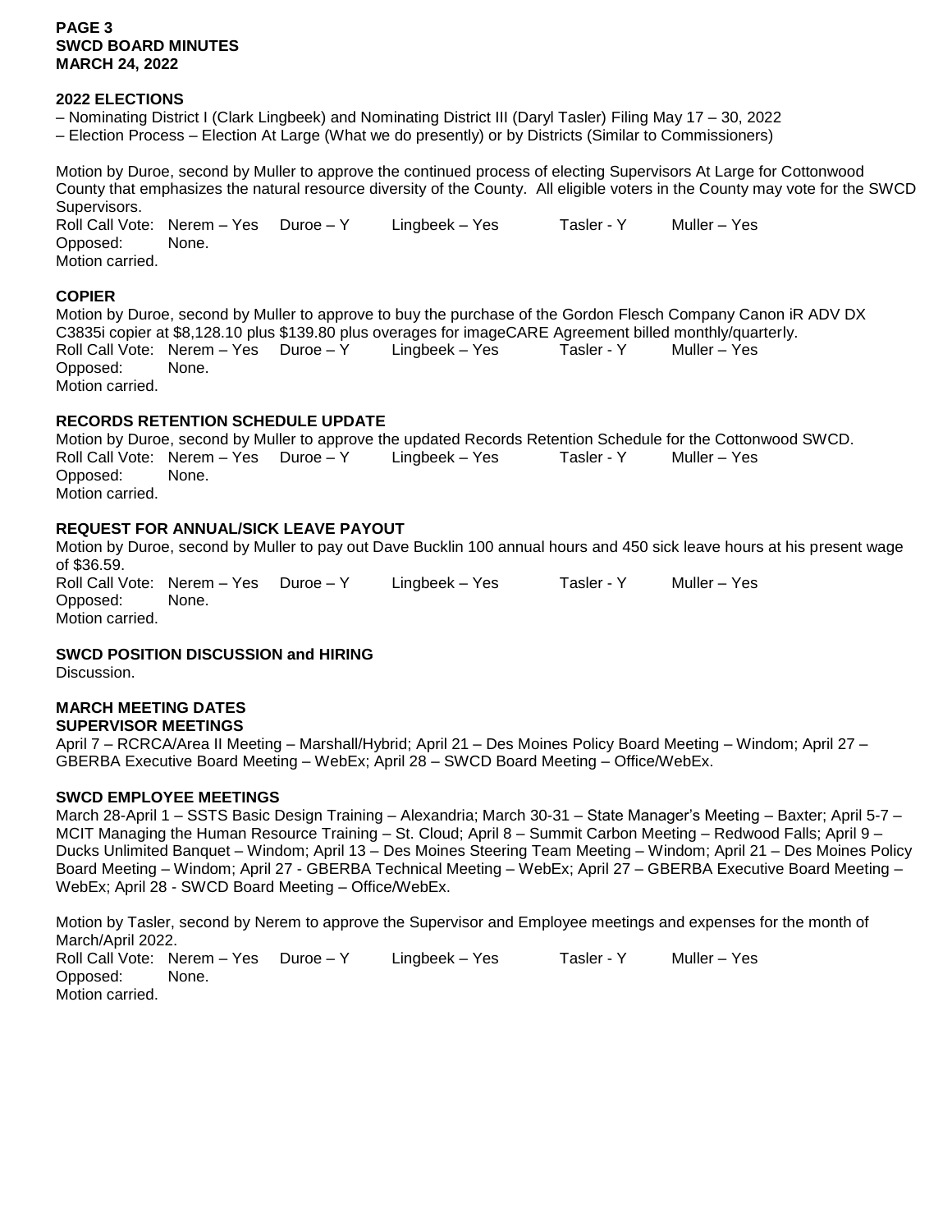## 2022 ELECTIONS

– Nominating District I (Clark Lingbeek) and Nominating District III (Daryl Tasler) Filing May 17 – 30, 2022
– Election Process – Election At Large (What we do presently) or by Districts (Similar to Commissioners)

Motion by Duroe, second by Muller to approve the continued process of electing Supervisors At Large for Cottonwood County that emphasizes the natural resource diversity of the County. All eligible voters in the County may vote for the SWCD Supervisors.
Roll Call Vote: Nerem – Yes Duroe – Y Lingbeek – Yes Tasler - Y Muller – Yes
Opposed: None.
Motion carried.

## COPIER

Motion by Duroe, second by Muller to approve to buy the purchase of the Gordon Flesch Company Canon iR ADV DX C3835i copier at $8,128.10 plus $139.80 plus overages for imageCARE Agreement billed monthly/quarterly.
Roll Call Vote: Nerem – Yes Duroe – Y Lingbeek – Yes Tasler - Y Muller – Yes
Opposed: None.
Motion carried.

## RECORDS RETENTION SCHEDULE UPDATE

Motion by Duroe, second by Muller to approve the updated Records Retention Schedule for the Cottonwood SWCD.
Roll Call Vote: Nerem – Yes Duroe – Y Lingbeek – Yes Tasler - Y Muller – Yes
Opposed: None.
Motion carried.

## REQUEST FOR ANNUAL/SICK LEAVE PAYOUT

Motion by Duroe, second by Muller to pay out Dave Bucklin 100 annual hours and 450 sick leave hours at his present wage of $36.59.
Roll Call Vote: Nerem – Yes Duroe – Y Lingbeek – Yes Tasler - Y Muller – Yes
Opposed: None.
Motion carried.

## SWCD POSITION DISCUSSION and HIRING

Discussion.

## MARCH MEETING DATES

### SUPERVISOR MEETINGS

April 7 – RCRCA/Area II Meeting – Marshall/Hybrid; April 21 – Des Moines Policy Board Meeting – Windom; April 27 – GBERBA Executive Board Meeting – WebEx; April 28 – SWCD Board Meeting – Office/WebEx.

### SWCD EMPLOYEE MEETINGS

March 28-April 1 – SSTS Basic Design Training – Alexandria; March 30-31 – State Manager's Meeting – Baxter; April 5-7 – MCIT Managing the Human Resource Training – St. Cloud; April 8 – Summit Carbon Meeting – Redwood Falls; April 9 – Ducks Unlimited Banquet – Windom; April 13 – Des Moines Steering Team Meeting – Windom; April 21 – Des Moines Policy Board Meeting – Windom; April 27 - GBERBA Technical Meeting – WebEx; April 27 – GBERBA Executive Board Meeting – WebEx; April 28 - SWCD Board Meeting – Office/WebEx.

Motion by Tasler, second by Nerem to approve the Supervisor and Employee meetings and expenses for the month of March/April 2022.
Roll Call Vote: Nerem – Yes Duroe – Y Lingbeek – Yes Tasler - Y Muller – Yes
Opposed: None.
Motion carried.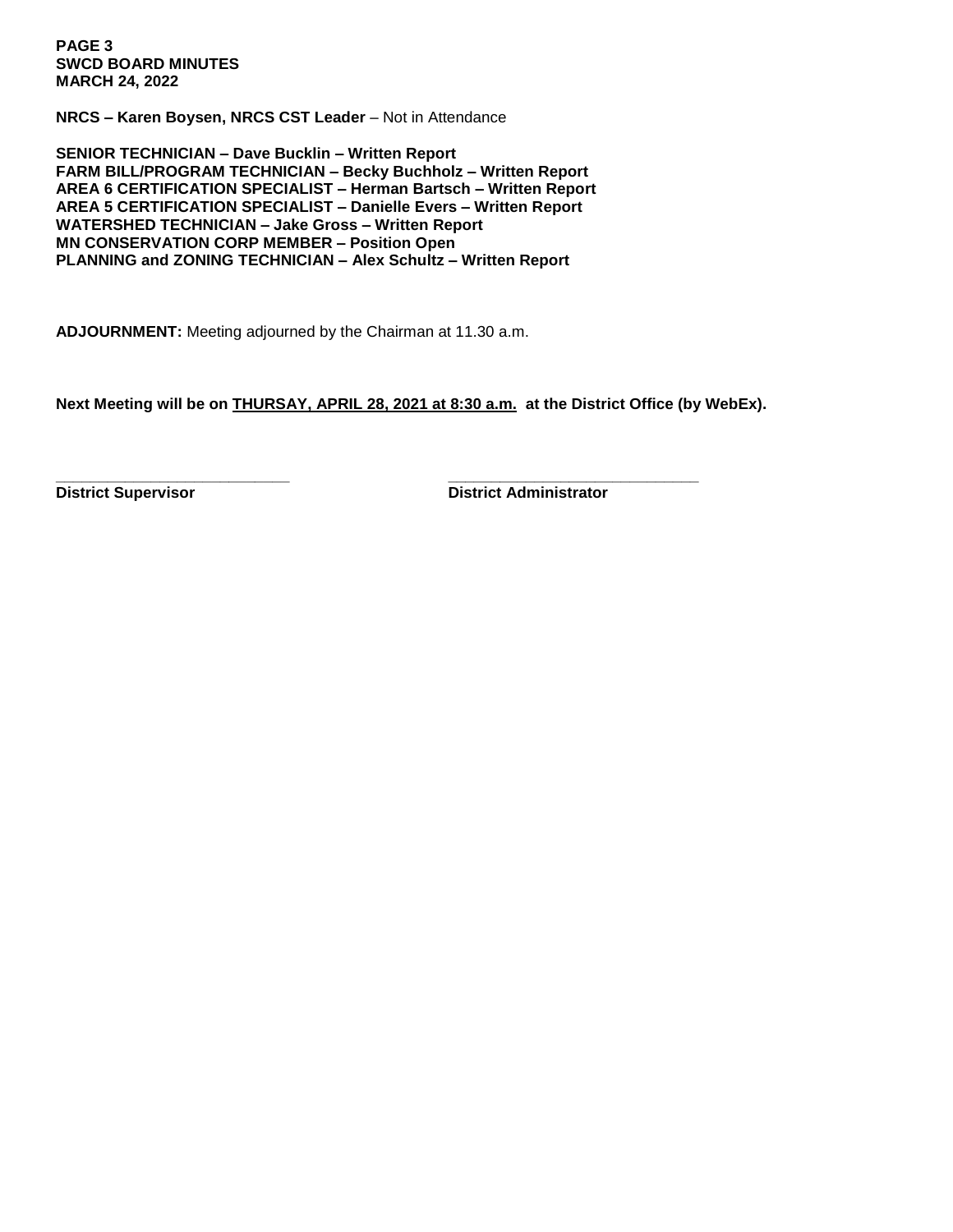**NRCS – Karen Boysen, NRCS CST Leader** – Not in Attendance

**SENIOR TECHNICIAN – Dave Bucklin – Written Report**
**FARM BILL/PROGRAM TECHNICIAN – Becky Buchholz – Written Report**
**AREA 6 CERTIFICATION SPECIALIST – Herman Bartsch – Written Report**
**AREA 5 CERTIFICATION SPECIALIST – Danielle Evers – Written Report**
**WATERSHED TECHNICIAN – Jake Gross – Written Report**
**MN CONSERVATION CORP MEMBER – Position Open**
**PLANNING and ZONING TECHNICIAN – Alex Schultz – Written Report**

**ADJOURNMENT:** Meeting adjourned by the Chairman at 11.30 a.m.

**Next Meeting will be on <u>THURSAY, APRIL 28, 2021 at 8:30 a.m.</u> at the District Office (by WebEx).**

___________________________ ______________________________
**District Supervisor** **District Administrator**